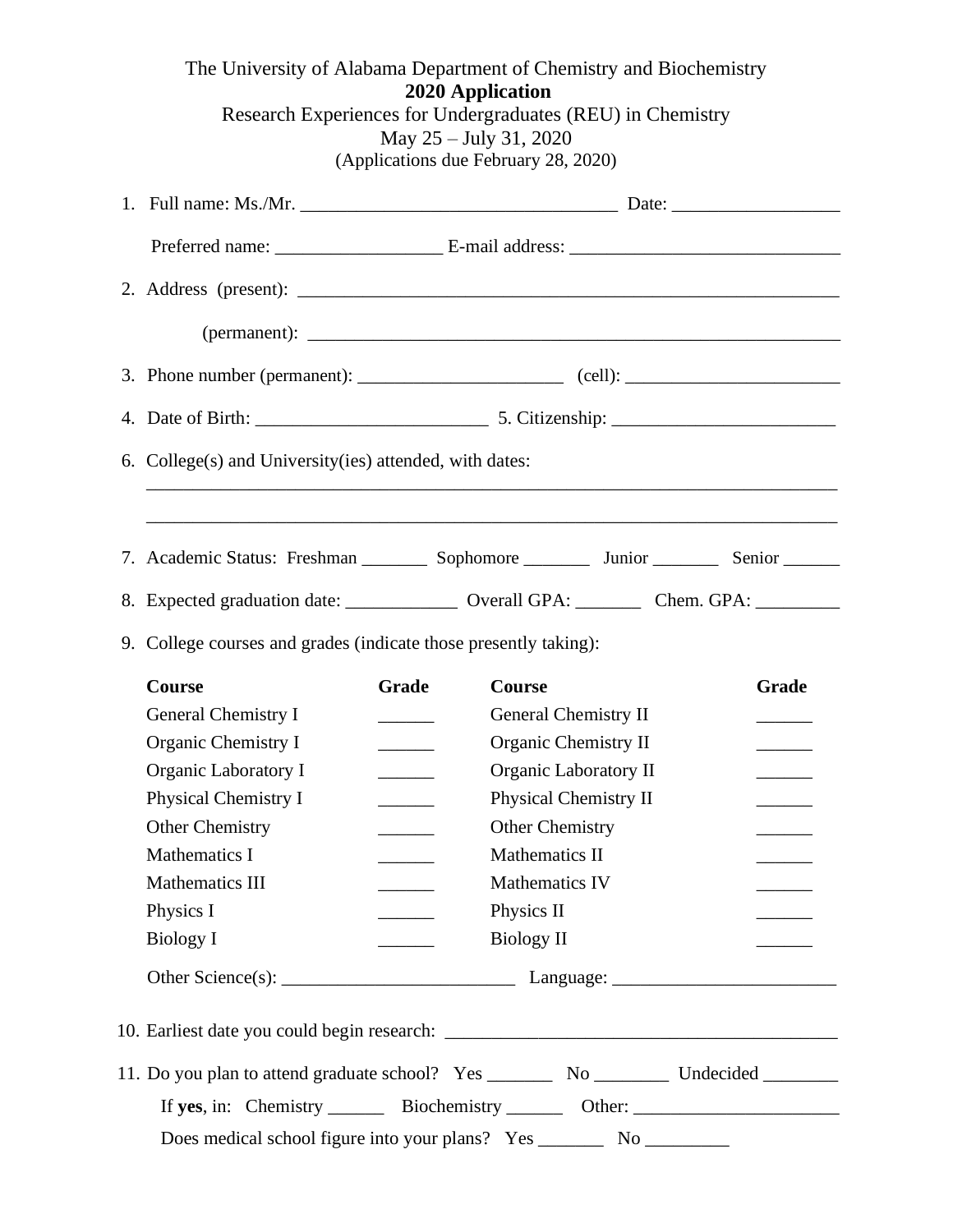The University of Alabama Department of Chemistry and Biochemistry

**2020 Application**

Research Experiences for Undergraduates (REU) in Chemistry

May 25 – July 31, 2020

(Applications due February 28, 2020)

1. Full name: Ms./Mr. __________________________________ Date: __________________

   Preferred name: __________________ E-mail address: _____________________________

2. Address (present): ____________________________________________________________

   (permanent): ________________________________________________________

3. Phone number (permanent): ______________________ (cell): _______________________

4. Date of Birth: _________________________ 5. Citizenship: ________________________

6. College(s) and University(ies) attended, with dates:

   ___________________________________________________________________________

   ___________________________________________________________________________

7. Academic Status: Freshman _______ Sophomore _______ Junior _______ Senior ______

8. Expected graduation date: ____________ Overall GPA: _______ Chem. GPA: _________

9. College courses and grades (indicate those presently taking):

| Course | Grade | Course | Grade |
|---|---|---|---|
| General Chemistry I | ______ | General Chemistry II | ______ |
| Organic Chemistry I | ______ | Organic Chemistry II | ______ |
| Organic Laboratory I | ______ | Organic Laboratory II | ______ |
| Physical Chemistry I | ______ | Physical Chemistry II | ______ |
| Other Chemistry | ______ | Other Chemistry | ______ |
| Mathematics I | ______ | Mathematics II | ______ |
| Mathematics III | ______ | Mathematics IV | ______ |
| Physics I | ______ | Physics II | ______ |
| Biology I | ______ | Biology II | ______ |

   Other Science(s): _________________________ Language: ________________________

10. Earliest date you could begin research: ___________________________________________

11. Do you plan to attend graduate school? Yes _______ No ________ Undecided ________

    If **yes**, in: Chemistry ______ Biochemistry ______ Other: ______________________

    Does medical school figure into your plans? Yes _______ No _________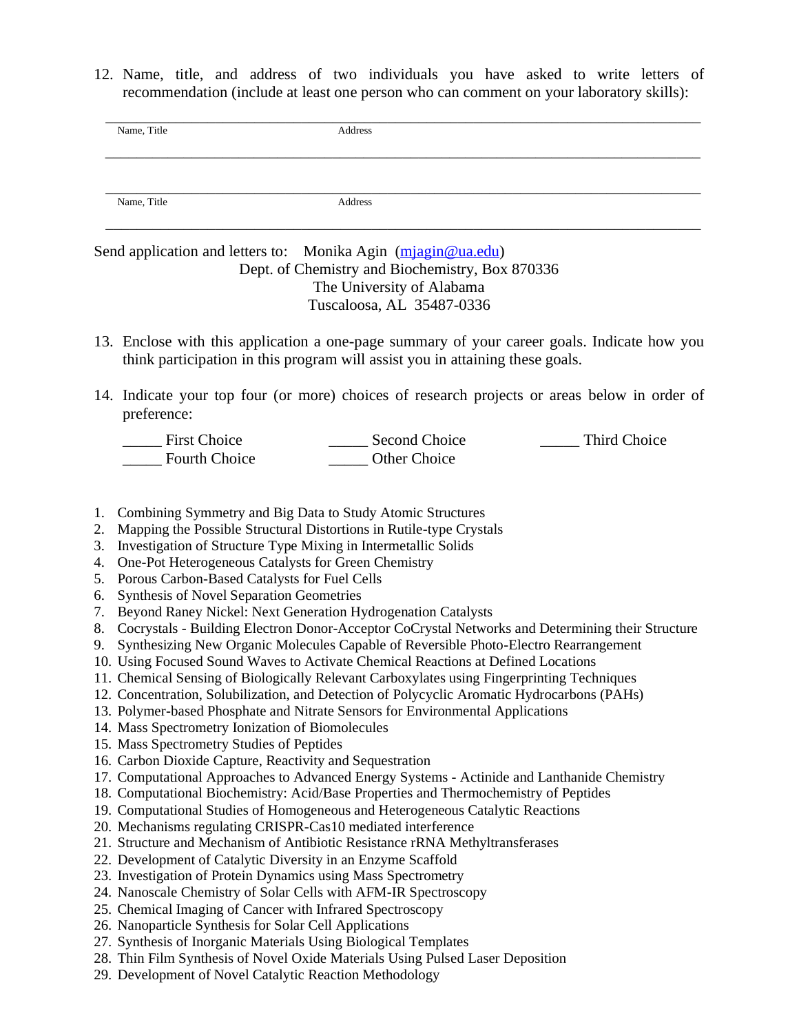12. Name, title, and address of two individuals you have asked to write letters of recommendation (include at least one person who can comment on your laboratory skills):

________________________________________________________________________________
Name, Title                                        Address

________________________________________________________________________________

________________________________________________________________________________
Name, Title                                        Address

________________________________________________________________________________

Send application and letters to: Monika Agin (mjagin@ua.edu)
Dept. of Chemistry and Biochemistry, Box 870336
The University of Alabama
Tuscaloosa, AL 35487-0336

13. Enclose with this application a one-page summary of your career goals. Indicate how you think participation in this program will assist you in attaining these goals.

14. Indicate your top four (or more) choices of research projects or areas below in order of preference:

_____ First Choice    _____ Second Choice    _____ Third Choice
_____ Fourth Choice    _____ Other Choice

1. Combining Symmetry and Big Data to Study Atomic Structures
2. Mapping the Possible Structural Distortions in Rutile-type Crystals
3. Investigation of Structure Type Mixing in Intermetallic Solids
4. One-Pot Heterogeneous Catalysts for Green Chemistry
5. Porous Carbon-Based Catalysts for Fuel Cells
6. Synthesis of Novel Separation Geometries
7. Beyond Raney Nickel: Next Generation Hydrogenation Catalysts
8. Cocrystals - Building Electron Donor-Acceptor CoCrystal Networks and Determining their Structure
9. Synthesizing New Organic Molecules Capable of Reversible Photo-Electro Rearrangement
10. Using Focused Sound Waves to Activate Chemical Reactions at Defined Locations
11. Chemical Sensing of Biologically Relevant Carboxylates using Fingerprinting Techniques
12. Concentration, Solubilization, and Detection of Polycyclic Aromatic Hydrocarbons (PAHs)
13. Polymer-based Phosphate and Nitrate Sensors for Environmental Applications
14. Mass Spectrometry Ionization of Biomolecules
15. Mass Spectrometry Studies of Peptides
16. Carbon Dioxide Capture, Reactivity and Sequestration
17. Computational Approaches to Advanced Energy Systems - Actinide and Lanthanide Chemistry
18. Computational Biochemistry: Acid/Base Properties and Thermochemistry of Peptides
19. Computational Studies of Homogeneous and Heterogeneous Catalytic Reactions
20. Mechanisms regulating CRISPR-Cas10 mediated interference
21. Structure and Mechanism of Antibiotic Resistance rRNA Methyltransferases
22. Development of Catalytic Diversity in an Enzyme Scaffold
23. Investigation of Protein Dynamics using Mass Spectrometry
24. Nanoscale Chemistry of Solar Cells with AFM-IR Spectroscopy
25. Chemical Imaging of Cancer with Infrared Spectroscopy
26. Nanoparticle Synthesis for Solar Cell Applications
27. Synthesis of Inorganic Materials Using Biological Templates
28. Thin Film Synthesis of Novel Oxide Materials Using Pulsed Laser Deposition
29. Development of Novel Catalytic Reaction Methodology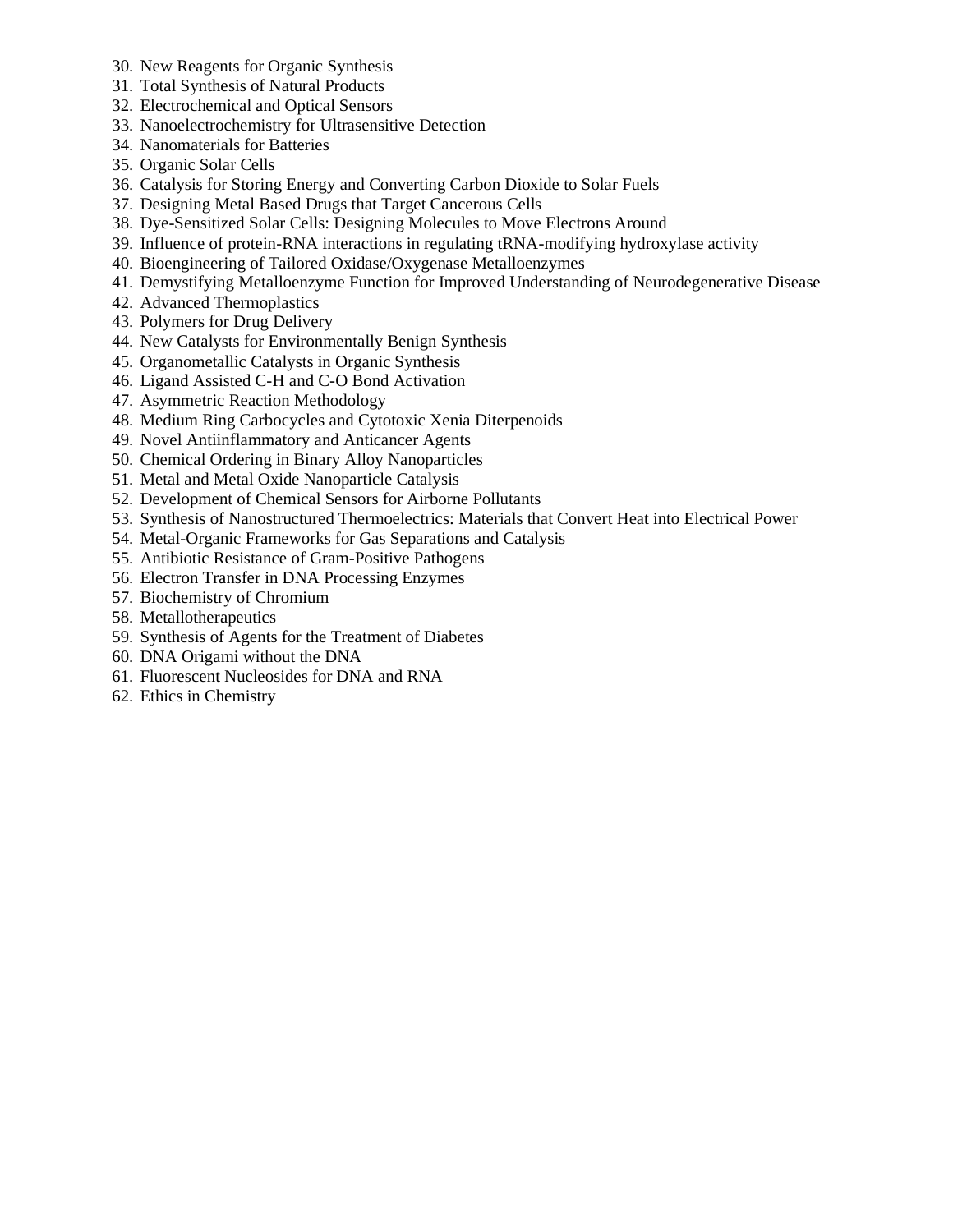30. New Reagents for Organic Synthesis
31. Total Synthesis of Natural Products
32. Electrochemical and Optical Sensors
33. Nanoelectrochemistry for Ultrasensitive Detection
34. Nanomaterials for Batteries
35. Organic Solar Cells
36. Catalysis for Storing Energy and Converting Carbon Dioxide to Solar Fuels
37. Designing Metal Based Drugs that Target Cancerous Cells
38. Dye-Sensitized Solar Cells: Designing Molecules to Move Electrons Around
39. Influence of protein-RNA interactions in regulating tRNA-modifying hydroxylase activity
40. Bioengineering of Tailored Oxidase/Oxygenase Metalloenzymes
41. Demystifying Metalloenzyme Function for Improved Understanding of Neurodegenerative Disease
42. Advanced Thermoplastics
43. Polymers for Drug Delivery
44. New Catalysts for Environmentally Benign Synthesis
45. Organometallic Catalysts in Organic Synthesis
46. Ligand Assisted C-H and C-O Bond Activation
47. Asymmetric Reaction Methodology
48. Medium Ring Carbocycles and Cytotoxic Xenia Diterpenoids
49. Novel Antiinflammatory and Anticancer Agents
50. Chemical Ordering in Binary Alloy Nanoparticles
51. Metal and Metal Oxide Nanoparticle Catalysis
52. Development of Chemical Sensors for Airborne Pollutants
53. Synthesis of Nanostructured Thermoelectrics: Materials that Convert Heat into Electrical Power
54. Metal-Organic Frameworks for Gas Separations and Catalysis
55. Antibiotic Resistance of Gram-Positive Pathogens
56. Electron Transfer in DNA Processing Enzymes
57. Biochemistry of Chromium
58. Metallotherapeutics
59. Synthesis of Agents for the Treatment of Diabetes
60. DNA Origami without the DNA
61. Fluorescent Nucleosides for DNA and RNA
62. Ethics in Chemistry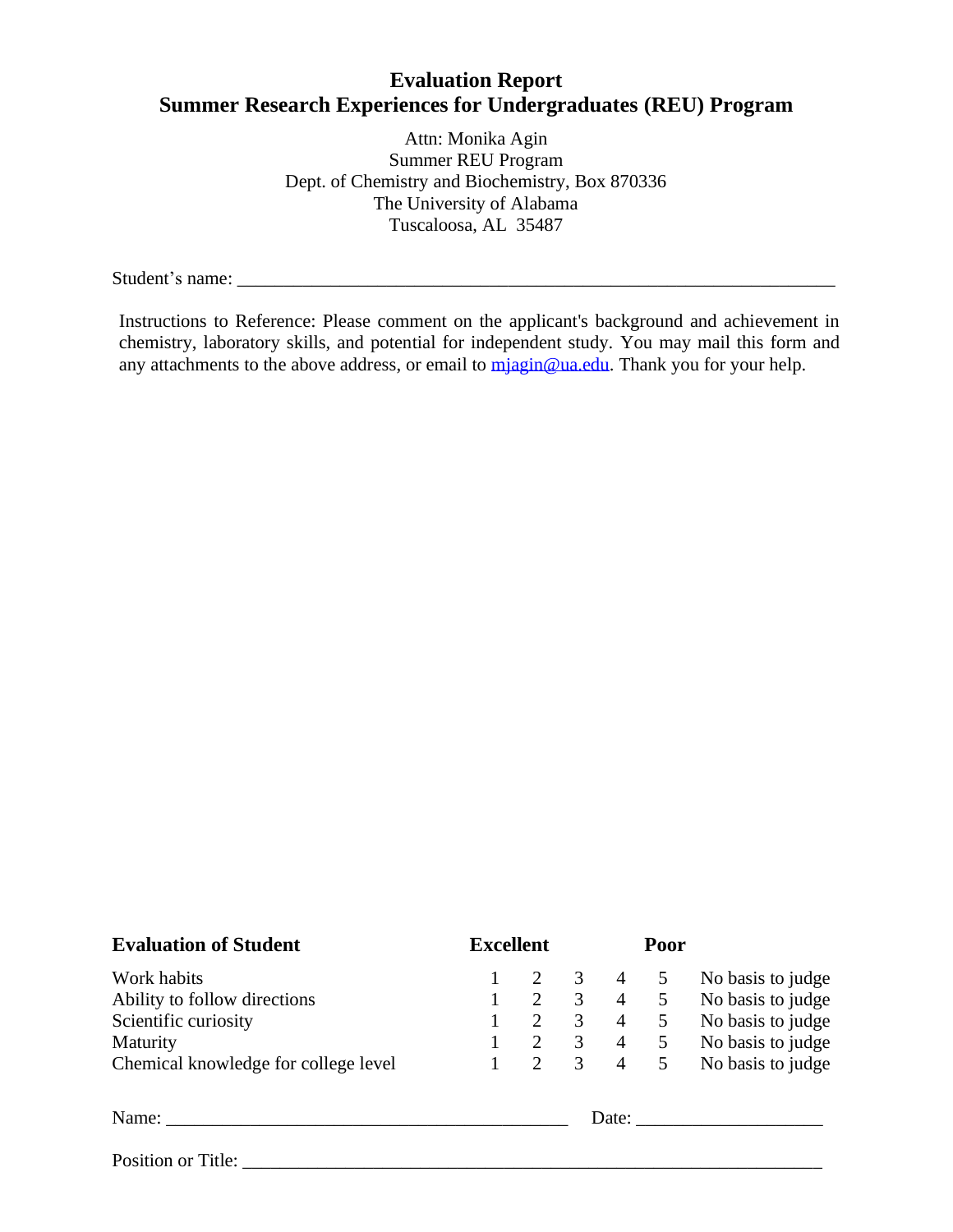# Evaluation Report
# Summer Research Experiences for Undergraduates (REU) Program

Attn: Monika Agin
Summer REU Program
Dept. of Chemistry and Biochemistry, Box 870336
The University of Alabama
Tuscaloosa, AL 35487

Student's name: ___________________________________________________________________

Instructions to Reference: Please comment on the applicant's background and achievement in chemistry, laboratory skills, and potential for independent study. You may mail this form and any attachments to the above address, or email to mjagin@ua.edu. Thank you for your help.

| **Evaluation of Student** | **Excellent** | | | | **Poor** | |
|---|---|---|---|---|---|---|
| Work habits | 1 | 2 | 3 | 4 | 5 | No basis to judge |
| Ability to follow directions | 1 | 2 | 3 | 4 | 5 | No basis to judge |
| Scientific curiosity | 1 | 2 | 3 | 4 | 5 | No basis to judge |
| Maturity | 1 | 2 | 3 | 4 | 5 | No basis to judge |
| Chemical knowledge for college level | 1 | 2 | 3 | 4 | 5 | No basis to judge |

Name: ____________________________________________ Date: ____________________

Position or Title: _________________________________________________________________